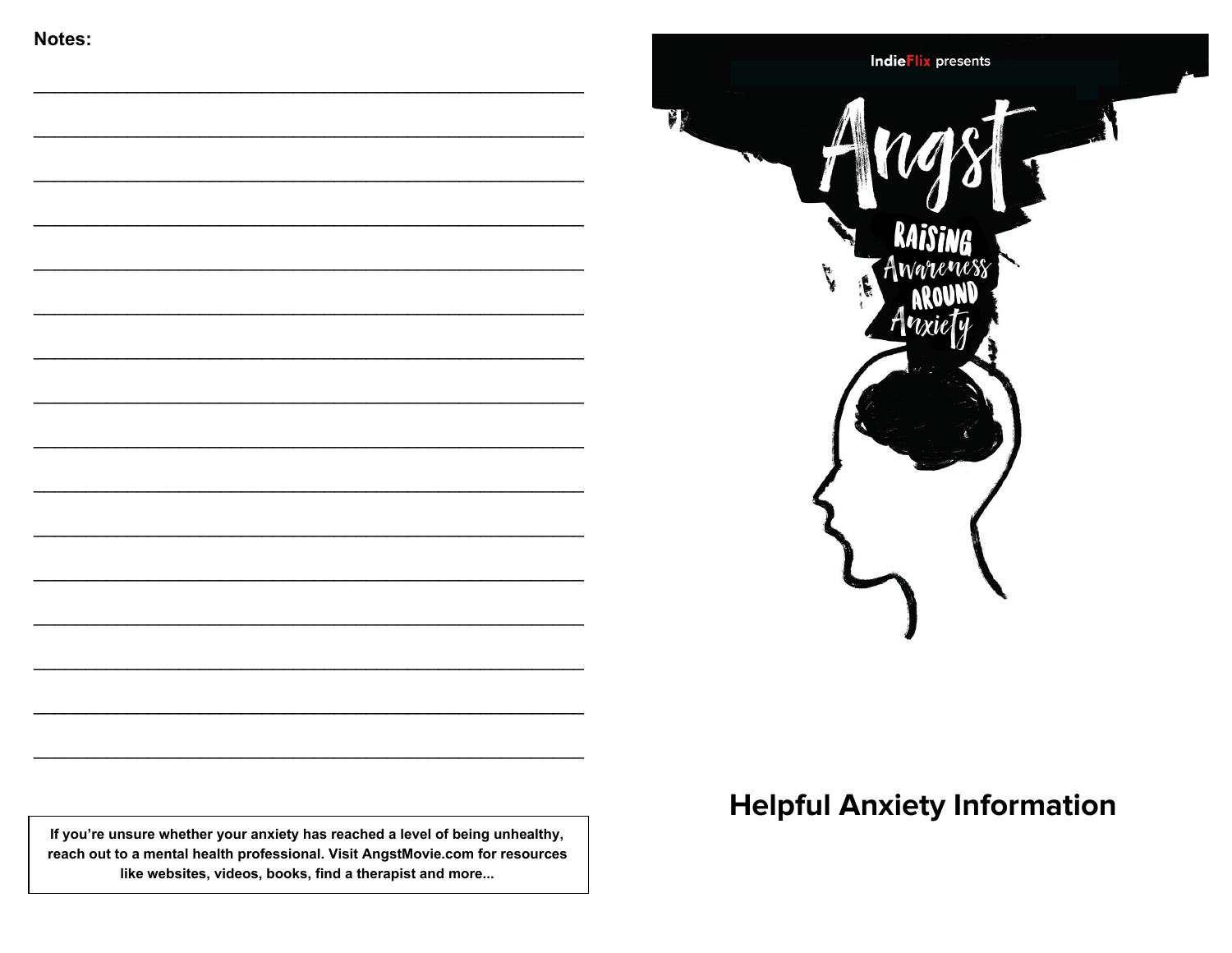**Notes:**

______________________________________________________________________

______________________________________________________________________

______________________________________________________________________

______________________________________________________________________

______________________________________________________________________

______________________________________________________________________

______________________________________________________________________

______________________________________________________________________

______________________________________________________________________

______________________________________________________________________

______________________________________________________________________

______________________________________________________________________

______________________________________________________________________

______________________________________________________________________

______________________________________________________________________

______________________________________________________________________

**If you're unsure whether your anxiety has reached a level of being unhealthy, reach out to a mental health professional. Visit AngstMovie.com for resources like websites, videos, books, find a therapist and more...**

IndieFlix presents

# Angst

RAISING Awareness AROUND Anxiety

## Helpful Anxiety Information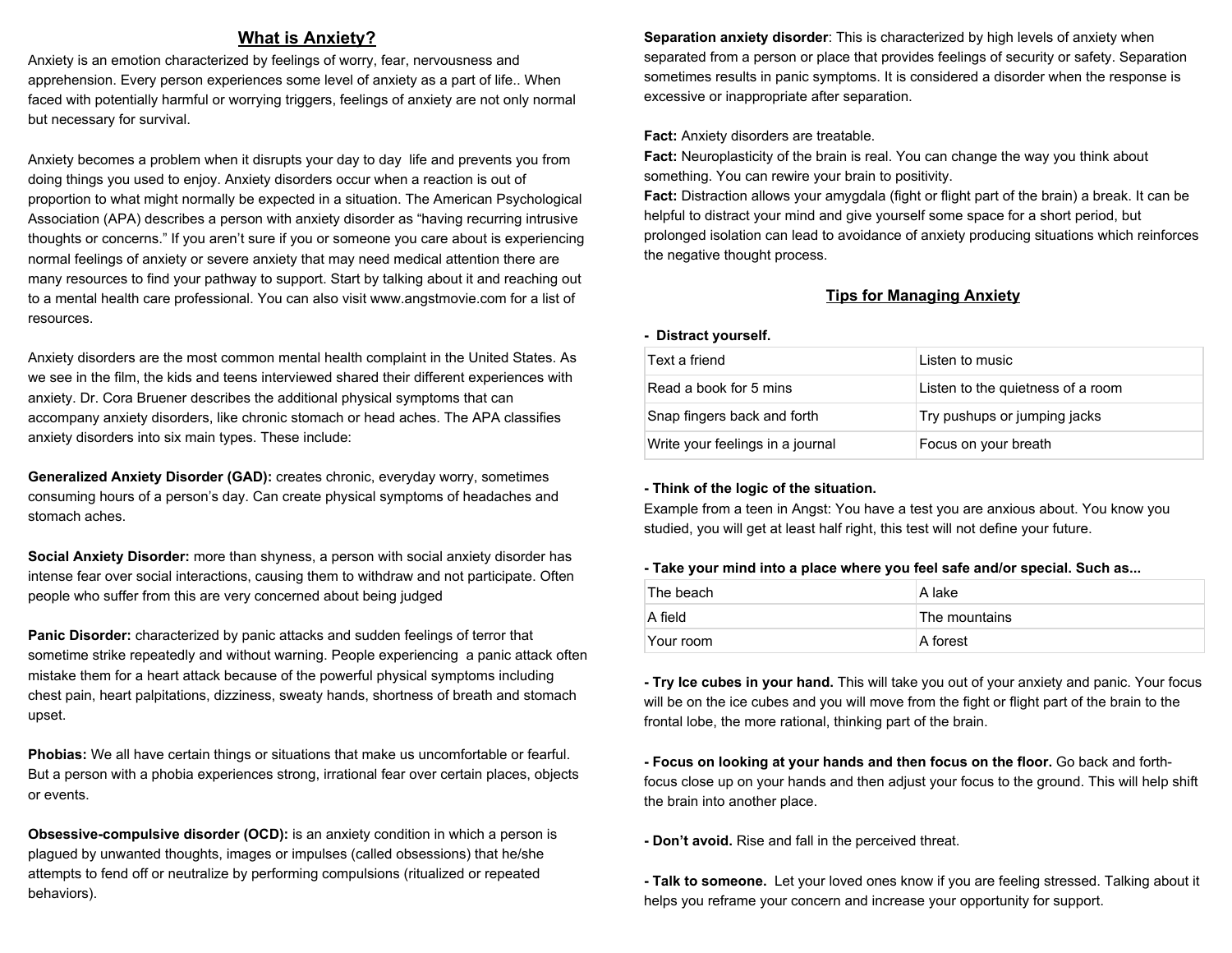## What is Anxiety?

Anxiety is an emotion characterized by feelings of worry, fear, nervousness and apprehension. Every person experiences some level of anxiety as a part of life.. When faced with potentially harmful or worrying triggers, feelings of anxiety are not only normal but necessary for survival.

Anxiety becomes a problem when it disrupts your day to day  life and prevents you from doing things you used to enjoy. Anxiety disorders occur when a reaction is out of proportion to what might normally be expected in a situation. The American Psychological Association (APA) describes a person with anxiety disorder as "having recurring intrusive thoughts or concerns." If you aren't sure if you or someone you care about is experiencing normal feelings of anxiety or severe anxiety that may need medical attention there are many resources to find your pathway to support. Start by talking about it and reaching out to a mental health care professional. You can also visit www.angstmovie.com for a list of resources.

Anxiety disorders are the most common mental health complaint in the United States. As we see in the film, the kids and teens interviewed shared their different experiences with anxiety. Dr. Cora Bruener describes the additional physical symptoms that can accompany anxiety disorders, like chronic stomach or head aches. The APA classifies anxiety disorders into six main types. These include:

**Generalized Anxiety Disorder (GAD):** creates chronic, everyday worry, sometimes consuming hours of a person's day. Can create physical symptoms of headaches and stomach aches.

**Social Anxiety Disorder:** more than shyness, a person with social anxiety disorder has intense fear over social interactions, causing them to withdraw and not participate. Often people who suffer from this are very concerned about being judged

**Panic Disorder:** characterized by panic attacks and sudden feelings of terror that sometime strike repeatedly and without warning. People experiencing  a panic attack often mistake them for a heart attack because of the powerful physical symptoms including chest pain, heart palpitations, dizziness, sweaty hands, shortness of breath and stomach upset.

**Phobias:** We all have certain things or situations that make us uncomfortable or fearful. But a person with a phobia experiences strong, irrational fear over certain places, objects or events.

**Obsessive-compulsive disorder (OCD):** is an anxiety condition in which a person is plagued by unwanted thoughts, images or impulses (called obsessions) that he/she attempts to fend off or neutralize by performing compulsions (ritualized or repeated behaviors).

**Separation anxiety disorder**: This is characterized by high levels of anxiety when separated from a person or place that provides feelings of security or safety. Separation sometimes results in panic symptoms. It is considered a disorder when the response is excessive or inappropriate after separation.

**Fact:** Anxiety disorders are treatable.
**Fact:** Neuroplasticity of the brain is real. You can change the way you think about something. You can rewire your brain to positivity.
**Fact:** Distraction allows your amygdala (fight or flight part of the brain) a break. It can be helpful to distract your mind and give yourself some space for a short period, but prolonged isolation can lead to avoidance of anxiety producing situations which reinforces the negative thought process.

## Tips for Managing Anxiety

**- Distract yourself.**

| | |
|---|---|
| Text a friend | Listen to music |
| Read a book for 5 mins | Listen to the quietness of a room |
| Snap fingers back and forth | Try pushups or jumping jacks |
| Write your feelings in a journal | Focus on your breath |

**- Think of the logic of the situation.**
Example from a teen in Angst: You have a test you are anxious about. You know you studied, you will get at least half right, this test will not define your future.

**- Take your mind into a place where you feel safe and/or special. Such as...**

| | |
|---|---|
| The beach | A lake |
| A field | The mountains |
| Your room | A forest |

**- Try Ice cubes in your hand.** This will take you out of your anxiety and panic. Your focus will be on the ice cubes and you will move from the fight or flight part of the brain to the frontal lobe, the more rational, thinking part of the brain.

**- Focus on looking at your hands and then focus on the floor.** Go back and forth- focus close up on your hands and then adjust your focus to the ground. This will help shift the brain into another place.

**- Don't avoid.** Rise and fall in the perceived threat.

**- Talk to someone.** Let your loved ones know if you are feeling stressed. Talking about it helps you reframe your concern and increase your opportunity for support.